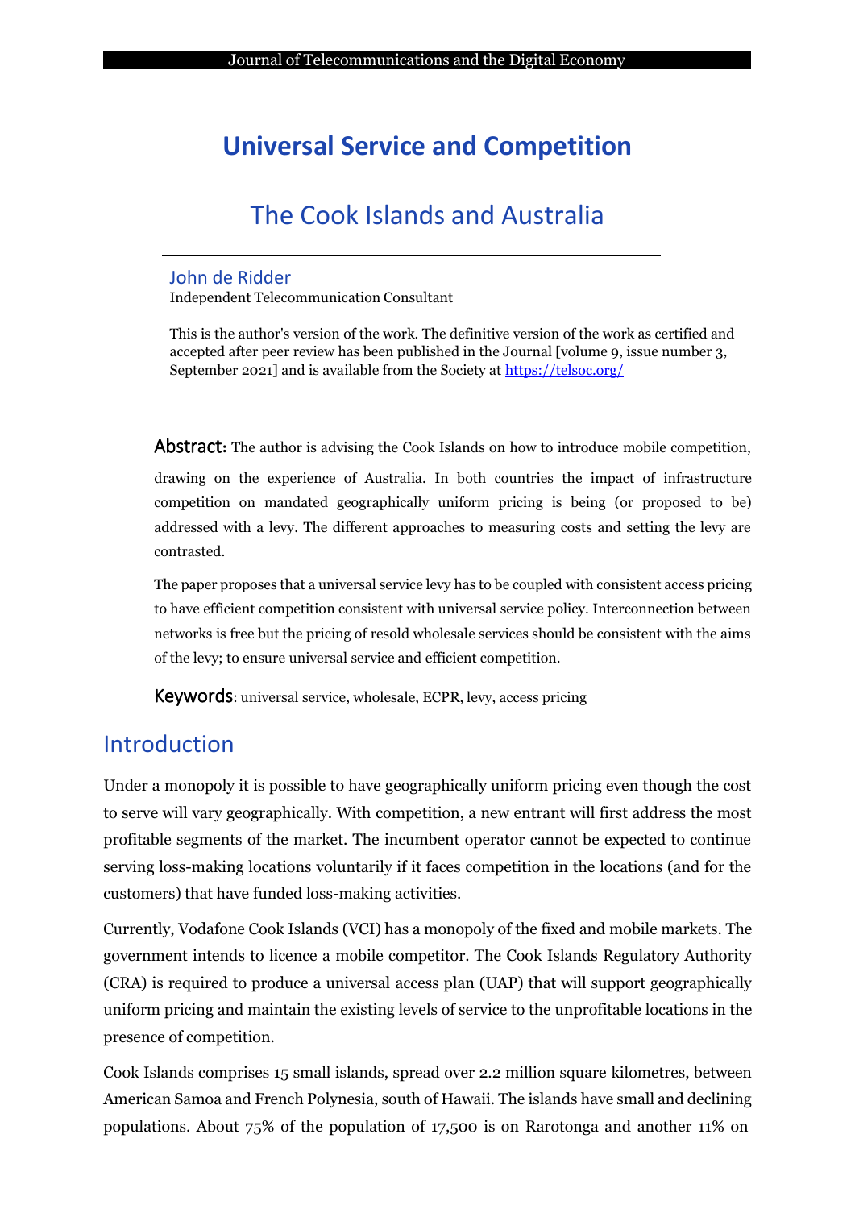# Universal Service and Competition

## The Cook Islands and Australia

**John de Ridder**
Independent Telecommunication Consultant

This is the author's version of the work. The definitive version of the work as certified and accepted after peer review has been published in the Journal [volume 9, issue number 3, September 2021] and is available from the Society at https://telsoc.org/

**Abstract:** The author is advising the Cook Islands on how to introduce mobile competition, drawing on the experience of Australia. In both countries the impact of infrastructure competition on mandated geographically uniform pricing is being (or proposed to be) addressed with a levy. The different approaches to measuring costs and setting the levy are contrasted.

The paper proposes that a universal service levy has to be coupled with consistent access pricing to have efficient competition consistent with universal service policy. Interconnection between networks is free but the pricing of resold wholesale services should be consistent with the aims of the levy; to ensure universal service and efficient competition.

**Keywords**: universal service, wholesale, ECPR, levy, access pricing

## Introduction

Under a monopoly it is possible to have geographically uniform pricing even though the cost to serve will vary geographically. With competition, a new entrant will first address the most profitable segments of the market. The incumbent operator cannot be expected to continue serving loss-making locations voluntarily if it faces competition in the locations (and for the customers) that have funded loss-making activities.

Currently, Vodafone Cook Islands (VCI) has a monopoly of the fixed and mobile markets. The government intends to licence a mobile competitor. The Cook Islands Regulatory Authority (CRA) is required to produce a universal access plan (UAP) that will support geographically uniform pricing and maintain the existing levels of service to the unprofitable locations in the presence of competition.

Cook Islands comprises 15 small islands, spread over 2.2 million square kilometres, between American Samoa and French Polynesia, south of Hawaii. The islands have small and declining populations. About 75% of the population of 17,500 is on Rarotonga and another 11% on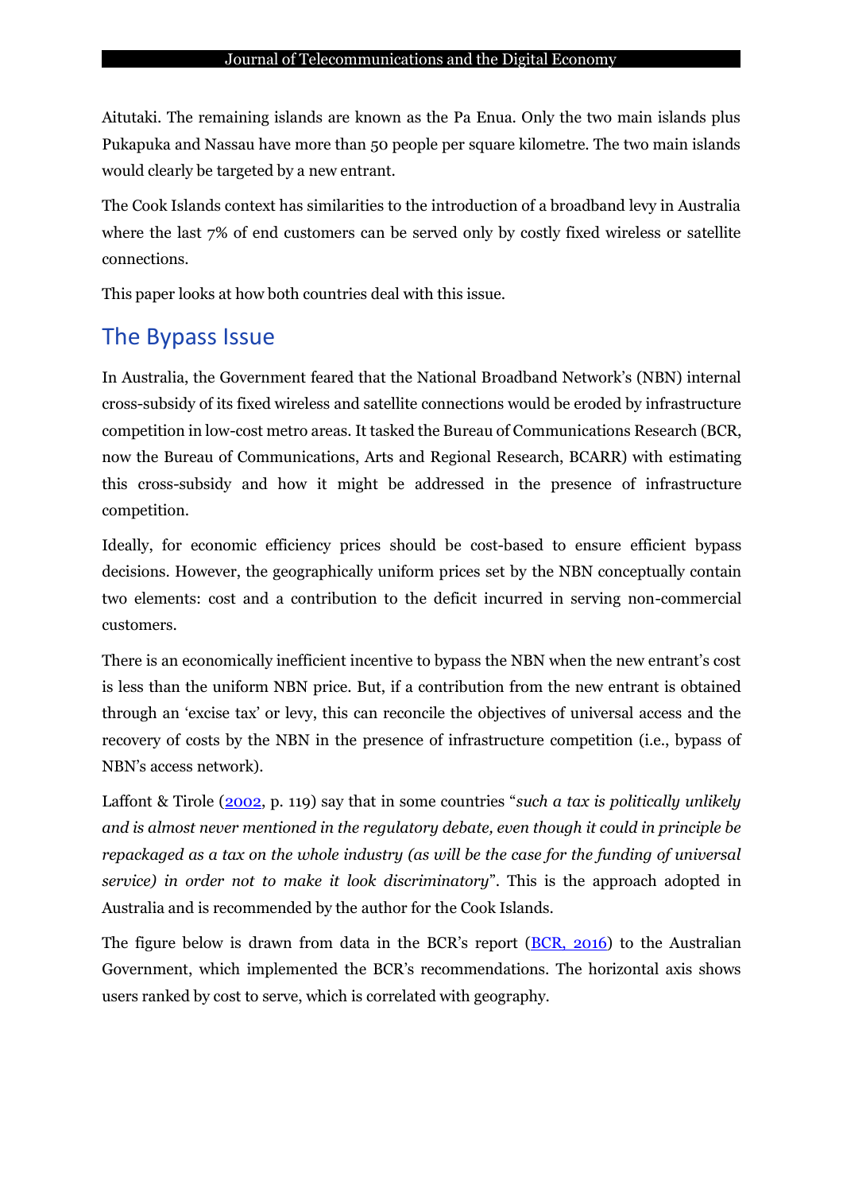Aitutaki. The remaining islands are known as the Pa Enua. Only the two main islands plus Pukapuka and Nassau have more than 50 people per square kilometre. The two main islands would clearly be targeted by a new entrant.

The Cook Islands context has similarities to the introduction of a broadband levy in Australia where the last 7% of end customers can be served only by costly fixed wireless or satellite connections.

This paper looks at how both countries deal with this issue.

## The Bypass Issue

In Australia, the Government feared that the National Broadband Network's (NBN) internal cross-subsidy of its fixed wireless and satellite connections would be eroded by infrastructure competition in low-cost metro areas. It tasked the Bureau of Communications Research (BCR, now the Bureau of Communications, Arts and Regional Research, BCARR) with estimating this cross-subsidy and how it might be addressed in the presence of infrastructure competition.

Ideally, for economic efficiency prices should be cost-based to ensure efficient bypass decisions. However, the geographically uniform prices set by the NBN conceptually contain two elements: cost and a contribution to the deficit incurred in serving non-commercial customers.

There is an economically inefficient incentive to bypass the NBN when the new entrant's cost is less than the uniform NBN price. But, if a contribution from the new entrant is obtained through an 'excise tax' or levy, this can reconcile the objectives of universal access and the recovery of costs by the NBN in the presence of infrastructure competition (i.e., bypass of NBN's access network).

Laffont & Tirole (2002, p. 119) say that in some countries "*such a tax is politically unlikely and is almost never mentioned in the regulatory debate, even though it could in principle be repackaged as a tax on the whole industry (as will be the case for the funding of universal service) in order not to make it look discriminatory*". This is the approach adopted in Australia and is recommended by the author for the Cook Islands.

The figure below is drawn from data in the BCR's report (BCR, 2016) to the Australian Government, which implemented the BCR's recommendations. The horizontal axis shows users ranked by cost to serve, which is correlated with geography.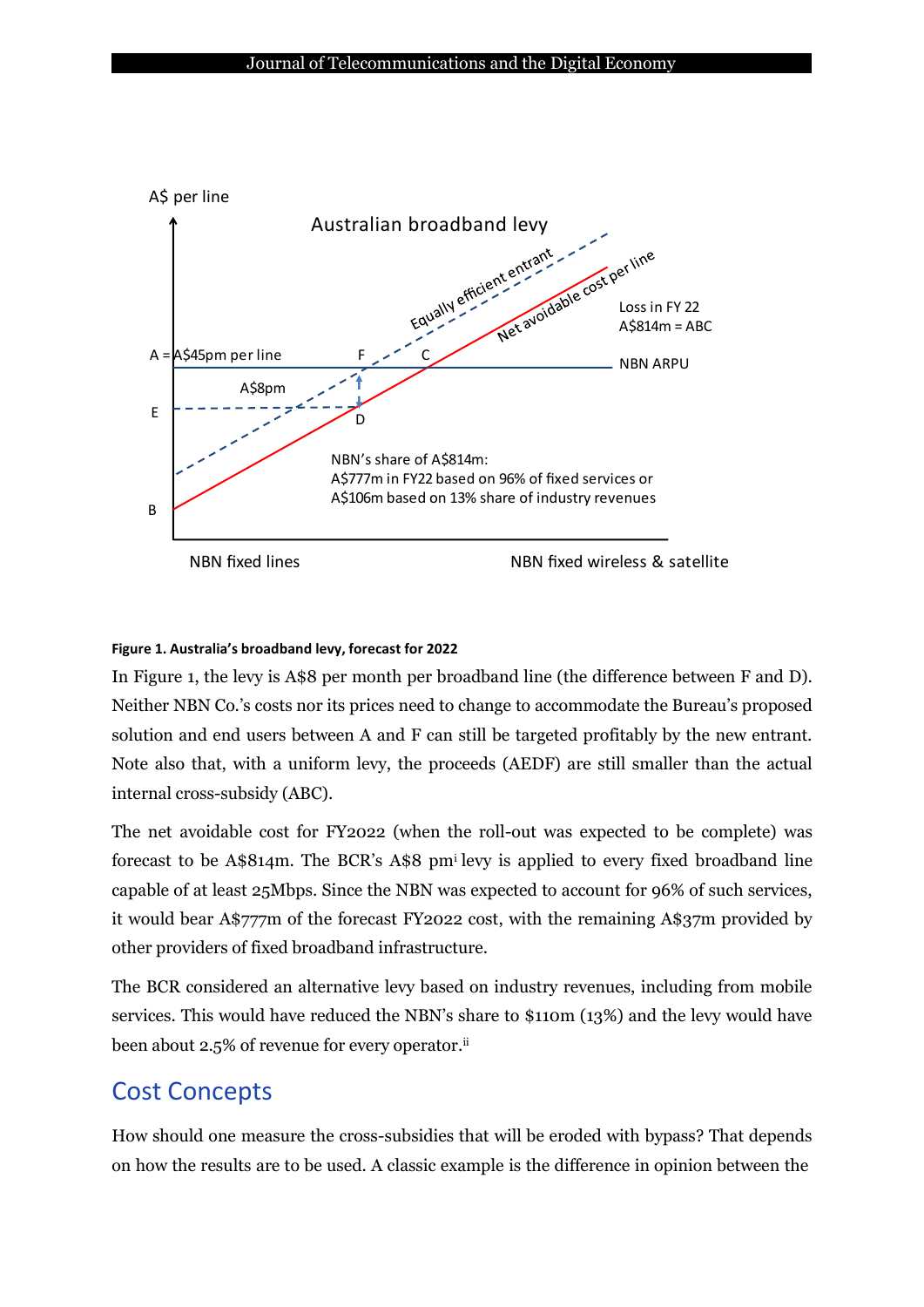**Figure 1. Australia's broadband levy, forecast for 2022**

In Figure 1, the levy is A$8 per month per broadband line (the difference between F and D). Neither NBN Co.'s costs nor its prices need to change to accommodate the Bureau's proposed solution and end users between A and F can still be targeted profitably by the new entrant. Note also that, with a uniform levy, the proceeds (AEDF) are still smaller than the actual internal cross-subsidy (ABC).

The net avoidable cost for FY2022 (when the roll-out was expected to be complete) was forecast to be A$814m. The BCR's A$8 pm[i] levy is applied to every fixed broadband line capable of at least 25Mbps. Since the NBN was expected to account for 96% of such services, it would bear A$777m of the forecast FY2022 cost, with the remaining A$37m provided by other providers of fixed broadband infrastructure.

The BCR considered an alternative levy based on industry revenues, including from mobile services. This would have reduced the NBN's share to $110m (13%) and the levy would have been about 2.5% of revenue for every operator.[ii]

## Cost Concepts

How should one measure the cross-subsidies that will be eroded with bypass? That depends on how the results are to be used. A classic example is the difference in opinion between the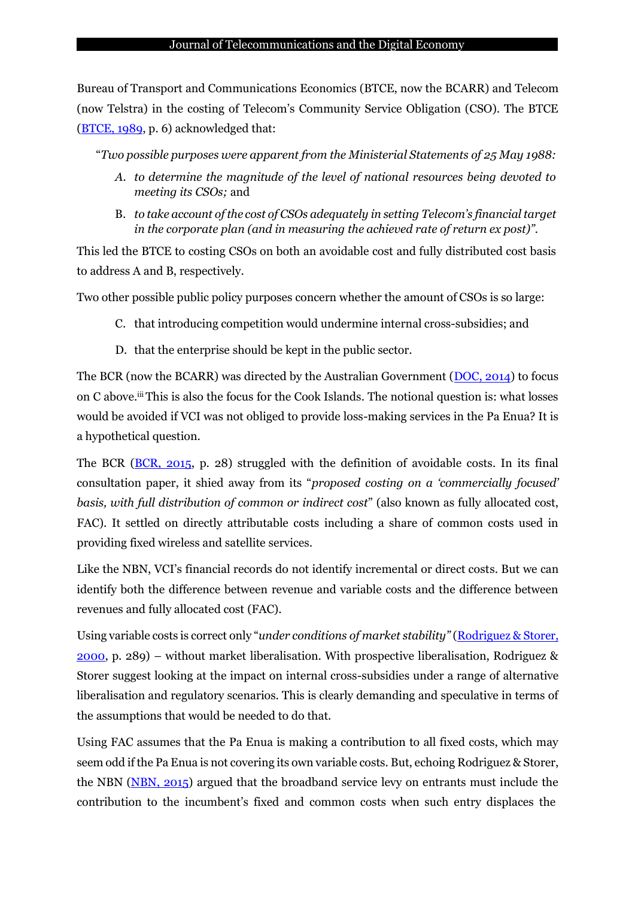Bureau of Transport and Communications Economics (BTCE, now the BCARR) and Telecom (now Telstra) in the costing of Telecom's Community Service Obligation (CSO). The BTCE (BTCE, 1989, p. 6) acknowledged that:

"*Two possible purposes were apparent from the Ministerial Statements of 25 May 1988:*

*A. to determine the magnitude of the level of national resources being devoted to meeting its CSOs;* and

B. *to take account of the cost of CSOs adequately in setting Telecom's financial target in the corporate plan (and in measuring the achieved rate of return ex post)".*

This led the BTCE to costing CSOs on both an avoidable cost and fully distributed cost basis to address A and B, respectively.

Two other possible public policy purposes concern whether the amount of CSOs is so large:

C. that introducing competition would undermine internal cross-subsidies; and

D. that the enterprise should be kept in the public sector.

The BCR (now the BCARR) was directed by the Australian Government (DOC, 2014) to focus on C above.[iii] This is also the focus for the Cook Islands. The notional question is: what losses would be avoided if VCI was not obliged to provide loss-making services in the Pa Enua? It is a hypothetical question.

The BCR (BCR, 2015, p. 28) struggled with the definition of avoidable costs. In its final consultation paper, it shied away from its "*proposed costing on a 'commercially focused' basis, with full distribution of common or indirect cost*" (also known as fully allocated cost, FAC). It settled on directly attributable costs including a share of common costs used in providing fixed wireless and satellite services.

Like the NBN, VCI's financial records do not identify incremental or direct costs. But we can identify both the difference between revenue and variable costs and the difference between revenues and fully allocated cost (FAC).

Using variable costs is correct only "*under conditions of market stability*" (Rodriguez & Storer, 2000, p. 289) – without market liberalisation. With prospective liberalisation, Rodriguez & Storer suggest looking at the impact on internal cross-subsidies under a range of alternative liberalisation and regulatory scenarios. This is clearly demanding and speculative in terms of the assumptions that would be needed to do that.

Using FAC assumes that the Pa Enua is making a contribution to all fixed costs, which may seem odd if the Pa Enua is not covering its own variable costs. But, echoing Rodriguez & Storer, the NBN (NBN, 2015) argued that the broadband service levy on entrants must include the contribution to the incumbent's fixed and common costs when such entry displaces the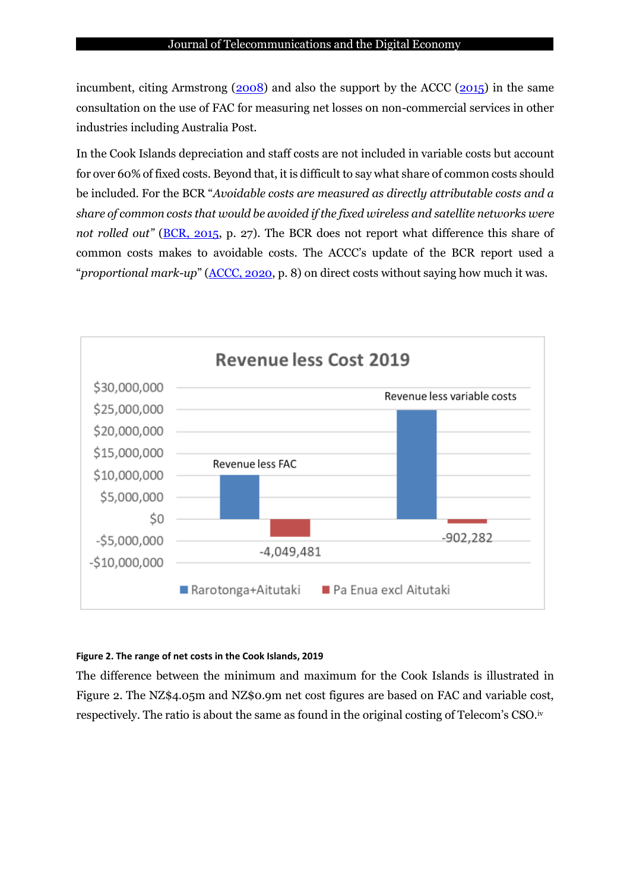incumbent, citing Armstrong (2008) and also the support by the ACCC (2015) in the same consultation on the use of FAC for measuring net losses on non-commercial services in other industries including Australia Post.

In the Cook Islands depreciation and staff costs are not included in variable costs but account for over 60% of fixed costs. Beyond that, it is difficult to say what share of common costs should be included. For the BCR "*Avoidable costs are measured as directly attributable costs and a share of common costs that would be avoided if the fixed wireless and satellite networks were not rolled out*" (BCR, 2015, p. 27). The BCR does not report what difference this share of common costs makes to avoidable costs. The ACCC's update of the BCR report used a "*proportional mark-up*" (ACCC, 2020, p. 8) on direct costs without saying how much it was.

**Figure 2. The range of net costs in the Cook Islands, 2019**

The difference between the minimum and maximum for the Cook Islands is illustrated in Figure 2. The NZ$4.05m and NZ$0.9m net cost figures are based on FAC and variable cost, respectively. The ratio is about the same as found in the original costing of Telecom's CSO.[iv]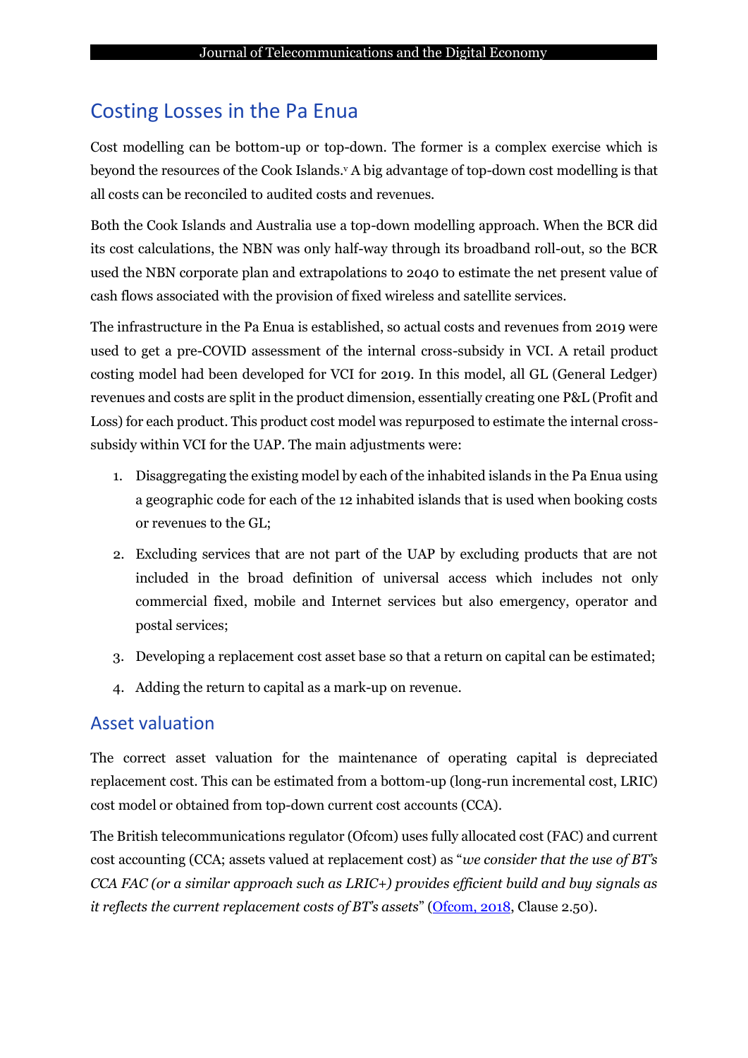## Costing Losses in the Pa Enua

Cost modelling can be bottom-up or top-down. The former is a complex exercise which is beyond the resources of the Cook Islands.[v] A big advantage of top-down cost modelling is that all costs can be reconciled to audited costs and revenues.

Both the Cook Islands and Australia use a top-down modelling approach. When the BCR did its cost calculations, the NBN was only half-way through its broadband roll-out, so the BCR used the NBN corporate plan and extrapolations to 2040 to estimate the net present value of cash flows associated with the provision of fixed wireless and satellite services.

The infrastructure in the Pa Enua is established, so actual costs and revenues from 2019 were used to get a pre-COVID assessment of the internal cross-subsidy in VCI. A retail product costing model had been developed for VCI for 2019. In this model, all GL (General Ledger) revenues and costs are split in the product dimension, essentially creating one P&L (Profit and Loss) for each product. This product cost model was repurposed to estimate the internal cross-subsidy within VCI for the UAP. The main adjustments were:

1. Disaggregating the existing model by each of the inhabited islands in the Pa Enua using a geographic code for each of the 12 inhabited islands that is used when booking costs or revenues to the GL;
2. Excluding services that are not part of the UAP by excluding products that are not included in the broad definition of universal access which includes not only commercial fixed, mobile and Internet services but also emergency, operator and postal services;
3. Developing a replacement cost asset base so that a return on capital can be estimated;
4. Adding the return to capital as a mark-up on revenue.

## Asset valuation

The correct asset valuation for the maintenance of operating capital is depreciated replacement cost. This can be estimated from a bottom-up (long-run incremental cost, LRIC) cost model or obtained from top-down current cost accounts (CCA).

The British telecommunications regulator (Ofcom) uses fully allocated cost (FAC) and current cost accounting (CCA; assets valued at replacement cost) as "*we consider that the use of BT's CCA FAC (or a similar approach such as LRIC+) provides efficient build and buy signals as it reflects the current replacement costs of BT's assets*" (Ofcom, 2018, Clause 2.50).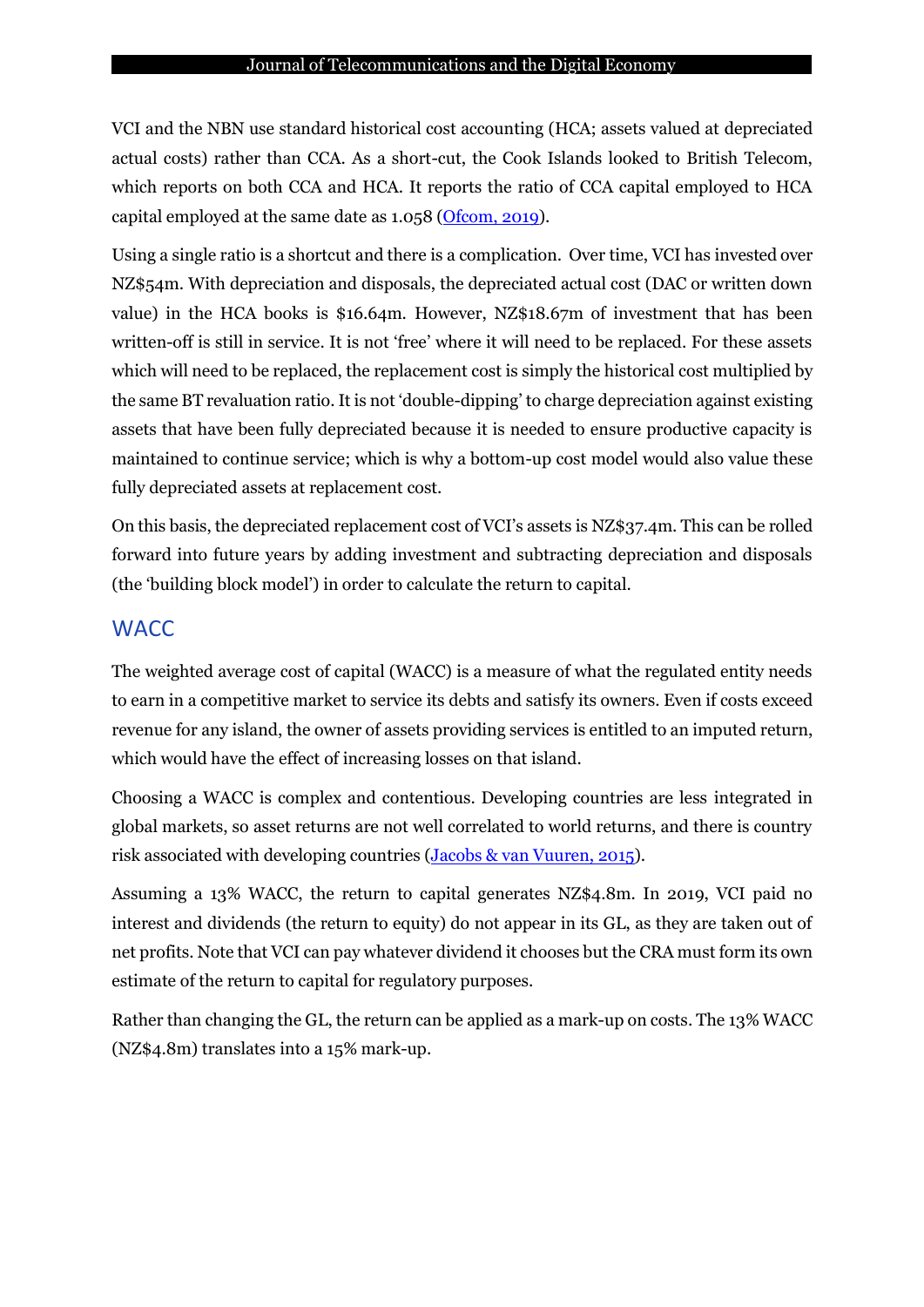VCI and the NBN use standard historical cost accounting (HCA; assets valued at depreciated actual costs) rather than CCA. As a short-cut, the Cook Islands looked to British Telecom, which reports on both CCA and HCA. It reports the ratio of CCA capital employed to HCA capital employed at the same date as 1.058 (Ofcom, 2019).

Using a single ratio is a shortcut and there is a complication. Over time, VCI has invested over NZ$54m. With depreciation and disposals, the depreciated actual cost (DAC or written down value) in the HCA books is $16.64m. However, NZ$18.67m of investment that has been written-off is still in service. It is not 'free' where it will need to be replaced. For these assets which will need to be replaced, the replacement cost is simply the historical cost multiplied by the same BT revaluation ratio. It is not 'double-dipping' to charge depreciation against existing assets that have been fully depreciated because it is needed to ensure productive capacity is maintained to continue service; which is why a bottom-up cost model would also value these fully depreciated assets at replacement cost.

On this basis, the depreciated replacement cost of VCI's assets is NZ$37.4m. This can be rolled forward into future years by adding investment and subtracting depreciation and disposals (the 'building block model') in order to calculate the return to capital.

## WACC

The weighted average cost of capital (WACC) is a measure of what the regulated entity needs to earn in a competitive market to service its debts and satisfy its owners. Even if costs exceed revenue for any island, the owner of assets providing services is entitled to an imputed return, which would have the effect of increasing losses on that island.

Choosing a WACC is complex and contentious. Developing countries are less integrated in global markets, so asset returns are not well correlated to world returns, and there is country risk associated with developing countries (Jacobs & van Vuuren, 2015).

Assuming a 13% WACC, the return to capital generates NZ$4.8m. In 2019, VCI paid no interest and dividends (the return to equity) do not appear in its GL, as they are taken out of net profits. Note that VCI can pay whatever dividend it chooses but the CRA must form its own estimate of the return to capital for regulatory purposes.

Rather than changing the GL, the return can be applied as a mark-up on costs. The 13% WACC (NZ$4.8m) translates into a 15% mark-up.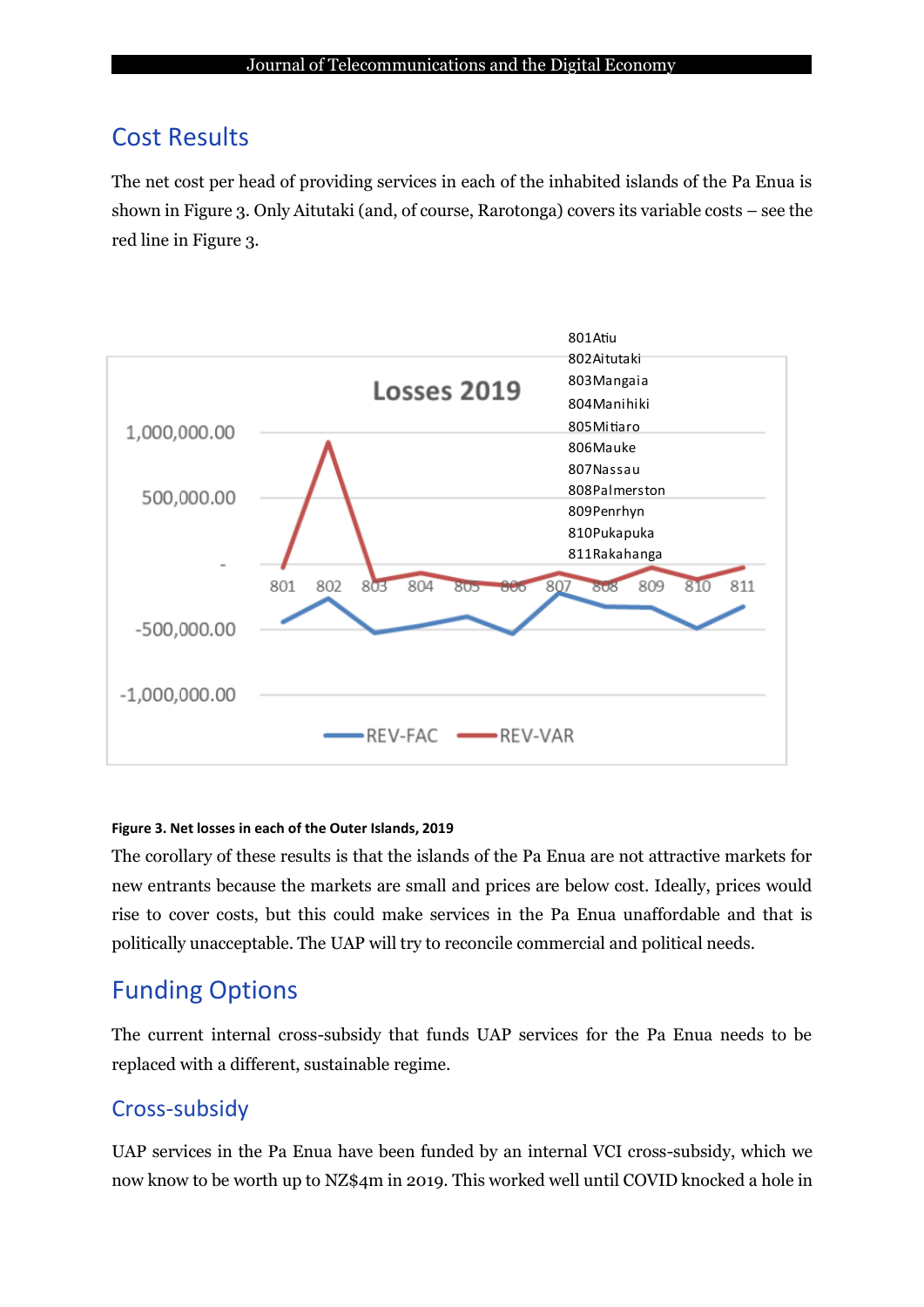## Cost Results

The net cost per head of providing services in each of the inhabited islands of the Pa Enua is shown in Figure 3. Only Aitutaki (and, of course, Rarotonga) covers its variable costs – see the red line in Figure 3.

**Figure 3. Net losses in each of the Outer Islands, 2019**

The corollary of these results is that the islands of the Pa Enua are not attractive markets for new entrants because the markets are small and prices are below cost. Ideally, prices would rise to cover costs, but this could make services in the Pa Enua unaffordable and that is politically unacceptable. The UAP will try to reconcile commercial and political needs.

## Funding Options

The current internal cross-subsidy that funds UAP services for the Pa Enua needs to be replaced with a different, sustainable regime.

### Cross-subsidy

UAP services in the Pa Enua have been funded by an internal VCI cross-subsidy, which we now know to be worth up to NZ$4m in 2019. This worked well until COVID knocked a hole in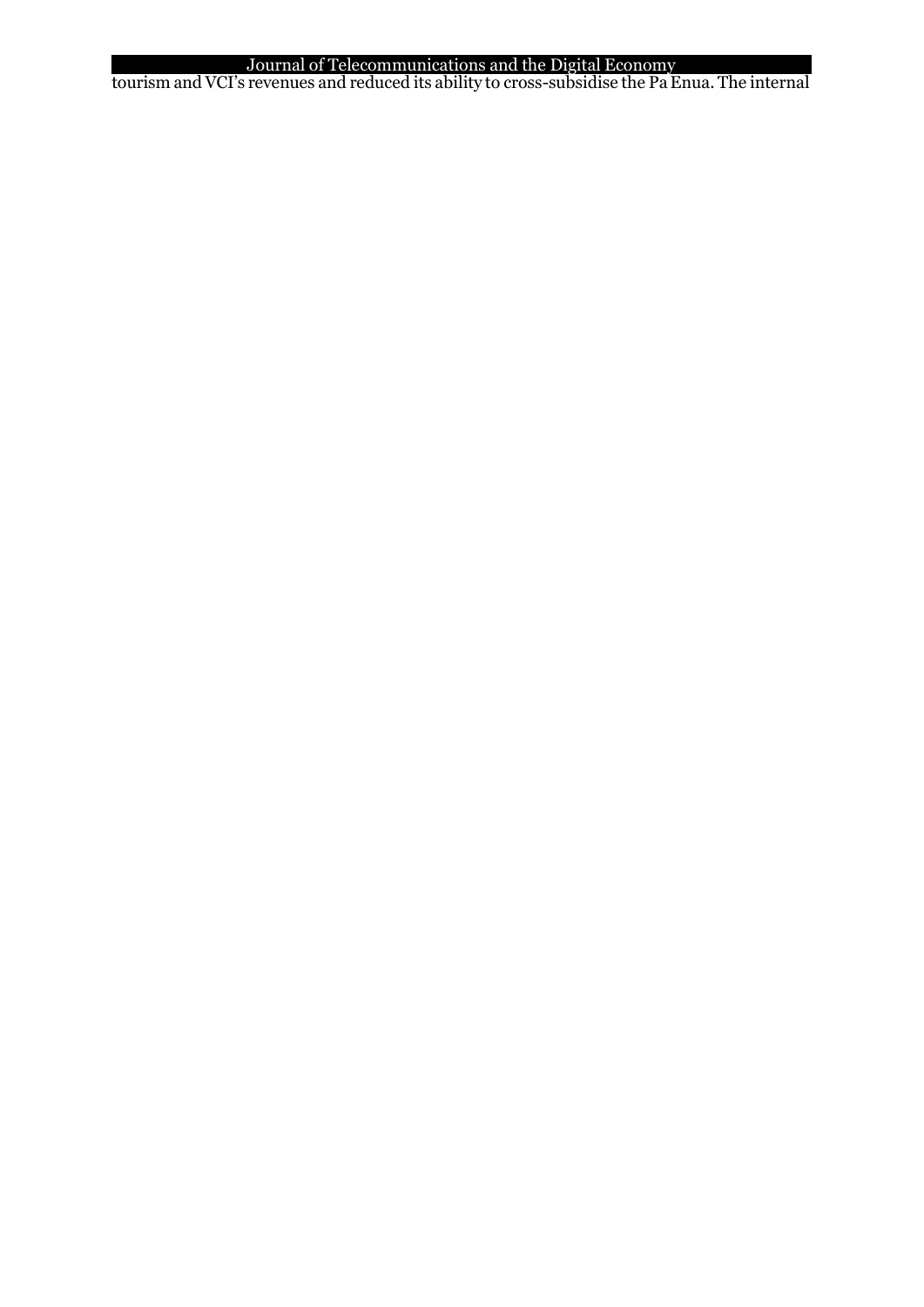tourism and VCI's revenues and reduced its ability to cross-subsidise the Pa Enua. The internal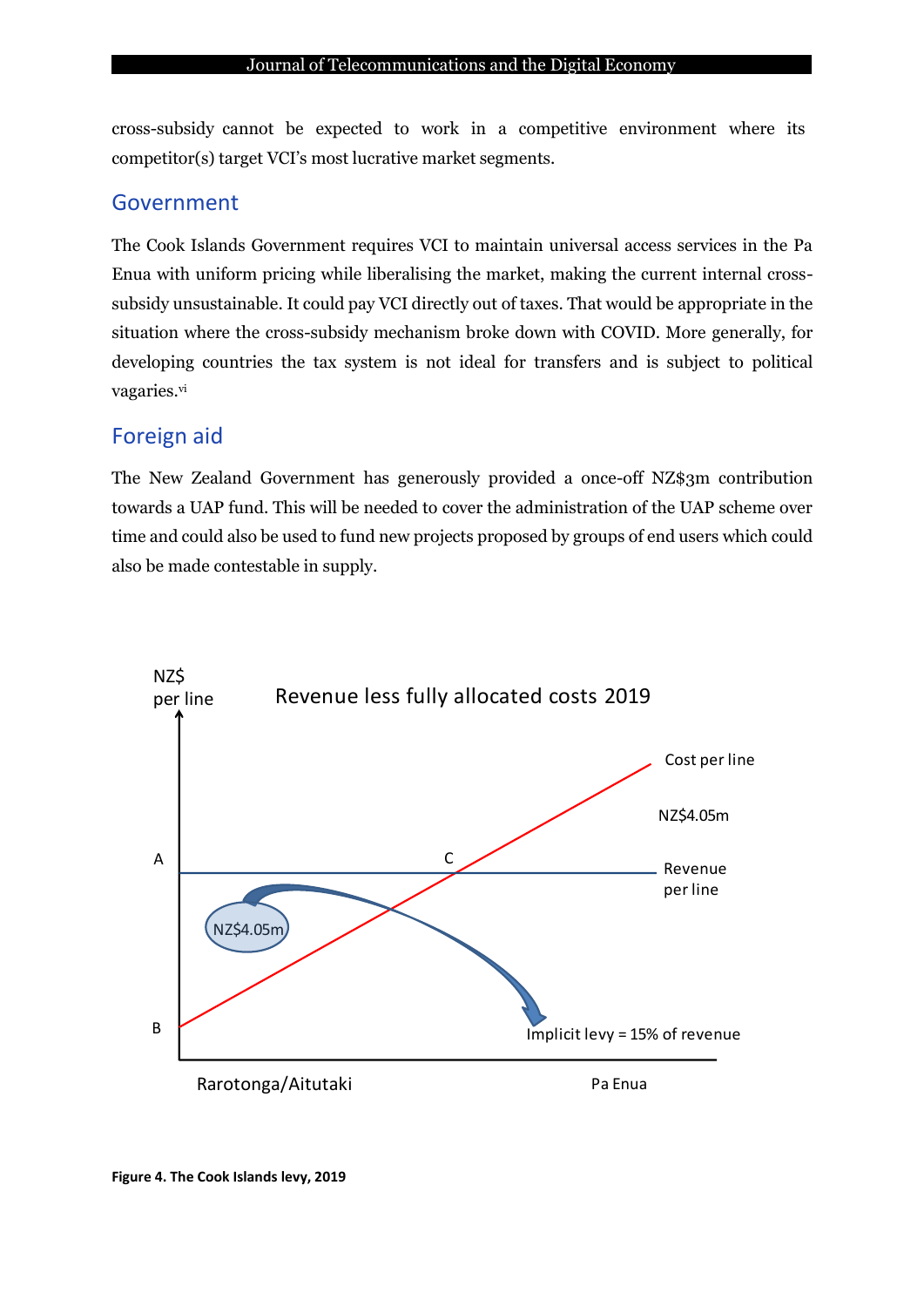cross-subsidy cannot be expected to work in a competitive environment where its competitor(s) target VCI's most lucrative market segments.

## Government

The Cook Islands Government requires VCI to maintain universal access services in the Pa Enua with uniform pricing while liberalising the market, making the current internal cross-subsidy unsustainable. It could pay VCI directly out of taxes. That would be appropriate in the situation where the cross-subsidy mechanism broke down with COVID. More generally, for developing countries the tax system is not ideal for transfers and is subject to political vagaries.[vi]

## Foreign aid

The New Zealand Government has generously provided a once-off NZ$3m contribution towards a UAP fund. This will be needed to cover the administration of the UAP scheme over time and could also be used to fund new projects proposed by groups of end users which could also be made contestable in supply.

NZ$ per line

Revenue less fully allocated costs 2019

Cost per line

NZ$4.05m

A

C

Revenue per line

NZ$4.05m

B

Implicit levy = 15% of revenue

Rarotonga/Aitutaki

Pa Enua

**Figure 4. The Cook Islands levy, 2019**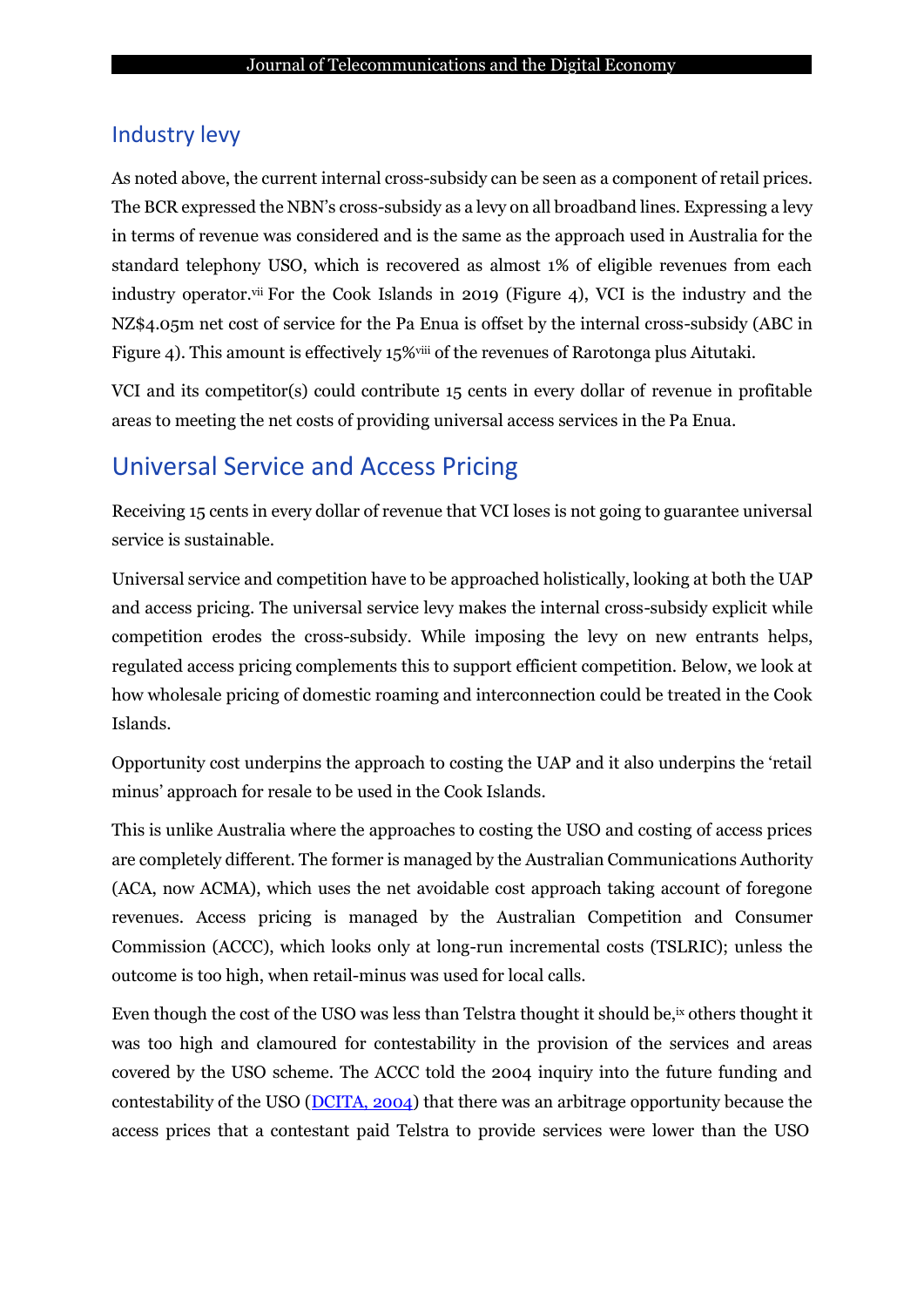## Industry levy

As noted above, the current internal cross-subsidy can be seen as a component of retail prices. The BCR expressed the NBN's cross-subsidy as a levy on all broadband lines. Expressing a levy in terms of revenue was considered and is the same as the approach used in Australia for the standard telephony USO, which is recovered as almost 1% of eligible revenues from each industry operator.[vii] For the Cook Islands in 2019 (Figure 4), VCI is the industry and the NZ$4.05m net cost of service for the Pa Enua is offset by the internal cross-subsidy (ABC in Figure 4). This amount is effectively 15%[viii] of the revenues of Rarotonga plus Aitutaki.

VCI and its competitor(s) could contribute 15 cents in every dollar of revenue in profitable areas to meeting the net costs of providing universal access services in the Pa Enua.

# Universal Service and Access Pricing

Receiving 15 cents in every dollar of revenue that VCI loses is not going to guarantee universal service is sustainable.

Universal service and competition have to be approached holistically, looking at both the UAP and access pricing. The universal service levy makes the internal cross-subsidy explicit while competition erodes the cross-subsidy. While imposing the levy on new entrants helps, regulated access pricing complements this to support efficient competition. Below, we look at how wholesale pricing of domestic roaming and interconnection could be treated in the Cook Islands.

Opportunity cost underpins the approach to costing the UAP and it also underpins the 'retail minus' approach for resale to be used in the Cook Islands.

This is unlike Australia where the approaches to costing the USO and costing of access prices are completely different. The former is managed by the Australian Communications Authority (ACA, now ACMA), which uses the net avoidable cost approach taking account of foregone revenues. Access pricing is managed by the Australian Competition and Consumer Commission (ACCC), which looks only at long-run incremental costs (TSLRIC); unless the outcome is too high, when retail-minus was used for local calls.

Even though the cost of the USO was less than Telstra thought it should be,[ix] others thought it was too high and clamoured for contestability in the provision of the services and areas covered by the USO scheme. The ACCC told the 2004 inquiry into the future funding and contestability of the USO ([DCITA, 2004](#)) that there was an arbitrage opportunity because the access prices that a contestant paid Telstra to provide services were lower than the USO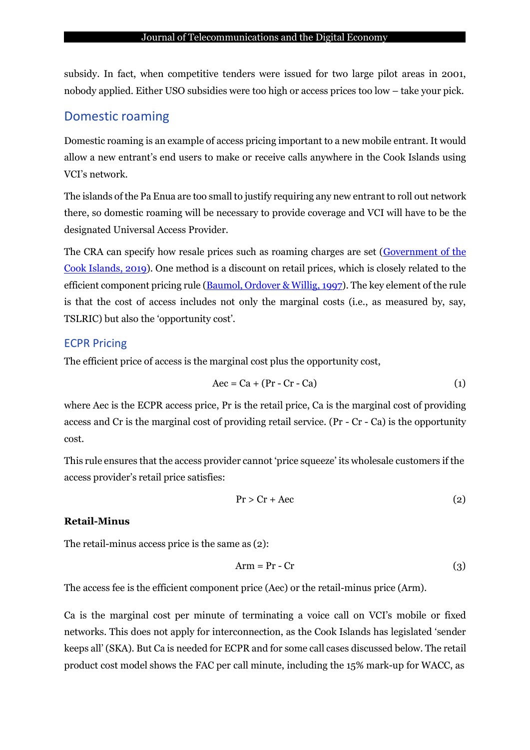subsidy. In fact, when competitive tenders were issued for two large pilot areas in 2001, nobody applied. Either USO subsidies were too high or access prices too low – take your pick.

## Domestic roaming

Domestic roaming is an example of access pricing important to a new mobile entrant. It would allow a new entrant's end users to make or receive calls anywhere in the Cook Islands using VCI's network.

The islands of the Pa Enua are too small to justify requiring any new entrant to roll out network there, so domestic roaming will be necessary to provide coverage and VCI will have to be the designated Universal Access Provider.

The CRA can specify how resale prices such as roaming charges are set (Government of the Cook Islands, 2019). One method is a discount on retail prices, which is closely related to the efficient component pricing rule (Baumol, Ordover & Willig, 1997). The key element of the rule is that the cost of access includes not only the marginal costs (i.e., as measured by, say, TSLRIC) but also the 'opportunity cost'.

### ECPR Pricing

The efficient price of access is the marginal cost plus the opportunity cost,

$$Aec = Ca + (Pr - Cr - Ca) \tag{1}$$

where Aec is the ECPR access price, Pr is the retail price, Ca is the marginal cost of providing access and Cr is the marginal cost of providing retail service. (Pr - Cr - Ca) is the opportunity cost.

This rule ensures that the access provider cannot 'price squeeze' its wholesale customers if the access provider's retail price satisfies:

$$Pr > Cr + Aec \tag{2}$$

**Retail-Minus**

The retail-minus access price is the same as (2):

$$Arm = Pr - Cr \tag{3}$$

The access fee is the efficient component price (Aec) or the retail-minus price (Arm).

Ca is the marginal cost per minute of terminating a voice call on VCI's mobile or fixed networks. This does not apply for interconnection, as the Cook Islands has legislated 'sender keeps all' (SKA). But Ca is needed for ECPR and for some call cases discussed below. The retail product cost model shows the FAC per call minute, including the 15% mark-up for WACC, as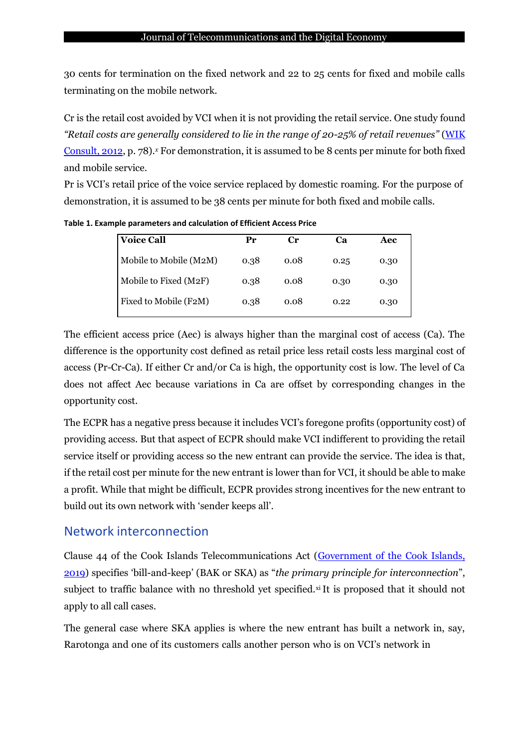30 cents for termination on the fixed network and 22 to 25 cents for fixed and mobile calls terminating on the mobile network.

Cr is the retail cost avoided by VCI when it is not providing the retail service. One study found *"Retail costs are generally considered to lie in the range of 20-25% of retail revenues"* (WIK Consult, 2012, p. 78).[x] For demonstration, it is assumed to be 8 cents per minute for both fixed and mobile service.

Pr is VCI's retail price of the voice service replaced by domestic roaming. For the purpose of demonstration, it is assumed to be 38 cents per minute for both fixed and mobile calls.

**Table 1. Example parameters and calculation of Efficient Access Price**

| Voice Call | Pr | Cr | Ca | Aec |
|---|---|---|---|---|
| Mobile to Mobile (M2M) | 0.38 | 0.08 | 0.25 | 0.30 |
| Mobile to Fixed (M2F) | 0.38 | 0.08 | 0.30 | 0.30 |
| Fixed to Mobile (F2M) | 0.38 | 0.08 | 0.22 | 0.30 |

The efficient access price (Aec) is always higher than the marginal cost of access (Ca). The difference is the opportunity cost defined as retail price less retail costs less marginal cost of access (Pr-Cr-Ca). If either Cr and/or Ca is high, the opportunity cost is low. The level of Ca does not affect Aec because variations in Ca are offset by corresponding changes in the opportunity cost.

The ECPR has a negative press because it includes VCI's foregone profits (opportunity cost) of providing access. But that aspect of ECPR should make VCI indifferent to providing the retail service itself or providing access so the new entrant can provide the service. The idea is that, if the retail cost per minute for the new entrant is lower than for VCI, it should be able to make a profit. While that might be difficult, ECPR provides strong incentives for the new entrant to build out its own network with 'sender keeps all'.

## Network interconnection

Clause 44 of the Cook Islands Telecommunications Act (Government of the Cook Islands, 2019) specifies 'bill-and-keep' (BAK or SKA) as "*the primary principle for interconnection*", subject to traffic balance with no threshold yet specified.[xi] It is proposed that it should not apply to all call cases.

The general case where SKA applies is where the new entrant has built a network in, say, Rarotonga and one of its customers calls another person who is on VCI's network in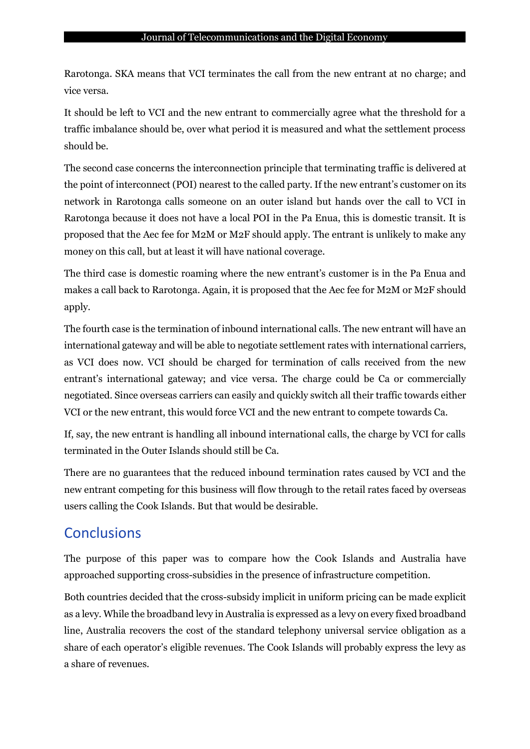Rarotonga. SKA means that VCI terminates the call from the new entrant at no charge; and vice versa.

It should be left to VCI and the new entrant to commercially agree what the threshold for a traffic imbalance should be, over what period it is measured and what the settlement process should be.

The second case concerns the interconnection principle that terminating traffic is delivered at the point of interconnect (POI) nearest to the called party. If the new entrant's customer on its network in Rarotonga calls someone on an outer island but hands over the call to VCI in Rarotonga because it does not have a local POI in the Pa Enua, this is domestic transit. It is proposed that the Aec fee for M2M or M2F should apply. The entrant is unlikely to make any money on this call, but at least it will have national coverage.

The third case is domestic roaming where the new entrant's customer is in the Pa Enua and makes a call back to Rarotonga. Again, it is proposed that the Aec fee for M2M or M2F should apply.

The fourth case is the termination of inbound international calls. The new entrant will have an international gateway and will be able to negotiate settlement rates with international carriers, as VCI does now. VCI should be charged for termination of calls received from the new entrant's international gateway; and vice versa. The charge could be Ca or commercially negotiated. Since overseas carriers can easily and quickly switch all their traffic towards either VCI or the new entrant, this would force VCI and the new entrant to compete towards Ca.

If, say, the new entrant is handling all inbound international calls, the charge by VCI for calls terminated in the Outer Islands should still be Ca.

There are no guarantees that the reduced inbound termination rates caused by VCI and the new entrant competing for this business will flow through to the retail rates faced by overseas users calling the Cook Islands. But that would be desirable.

## Conclusions

The purpose of this paper was to compare how the Cook Islands and Australia have approached supporting cross-subsidies in the presence of infrastructure competition.

Both countries decided that the cross-subsidy implicit in uniform pricing can be made explicit as a levy. While the broadband levy in Australia is expressed as a levy on every fixed broadband line, Australia recovers the cost of the standard telephony universal service obligation as a share of each operator's eligible revenues. The Cook Islands will probably express the levy as a share of revenues.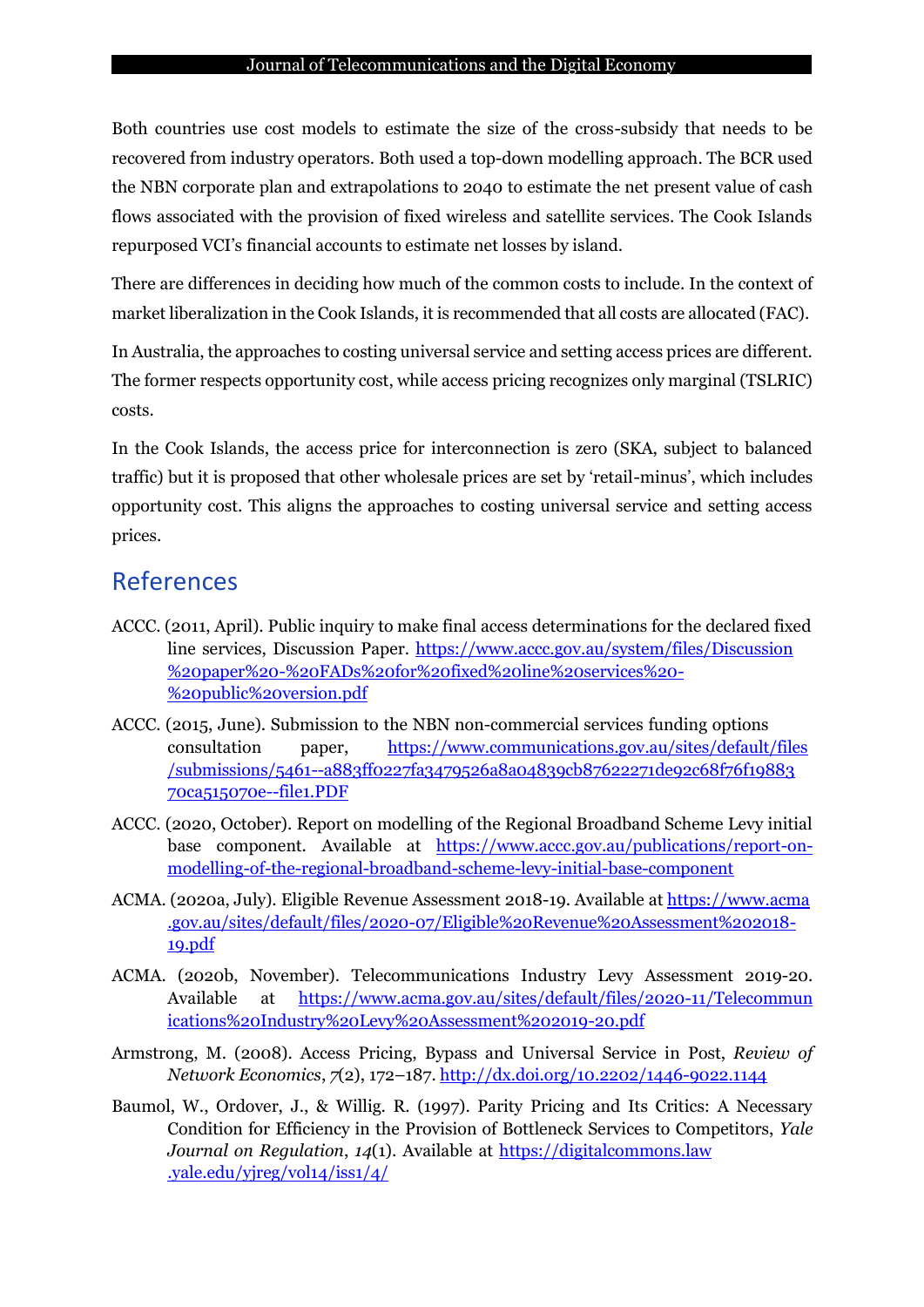Both countries use cost models to estimate the size of the cross-subsidy that needs to be recovered from industry operators. Both used a top-down modelling approach. The BCR used the NBN corporate plan and extrapolations to 2040 to estimate the net present value of cash flows associated with the provision of fixed wireless and satellite services. The Cook Islands repurposed VCI's financial accounts to estimate net losses by island.

There are differences in deciding how much of the common costs to include. In the context of market liberalization in the Cook Islands, it is recommended that all costs are allocated (FAC).

In Australia, the approaches to costing universal service and setting access prices are different. The former respects opportunity cost, while access pricing recognizes only marginal (TSLRIC) costs.

In the Cook Islands, the access price for interconnection is zero (SKA, subject to balanced traffic) but it is proposed that other wholesale prices are set by 'retail-minus', which includes opportunity cost. This aligns the approaches to costing universal service and setting access prices.

## References

ACCC. (2011, April). Public inquiry to make final access determinations for the declared fixed line services, Discussion Paper. https://www.accc.gov.au/system/files/Discussion%20paper%20-%20FADs%20for%20fixed%20line%20services%20-%20public%20version.pdf

ACCC. (2015, June). Submission to the NBN non-commercial services funding options consultation paper, https://www.communications.gov.au/sites/default/files/submissions/5461--a883ff0227fa3479526a8a04839cb87622271de92c68f76f1988370ca515070e--file1.PDF

ACCC. (2020, October). Report on modelling of the Regional Broadband Scheme Levy initial base component. Available at https://www.accc.gov.au/publications/report-on-modelling-of-the-regional-broadband-scheme-levy-initial-base-component

ACMA. (2020a, July). Eligible Revenue Assessment 2018-19. Available at https://www.acma.gov.au/sites/default/files/2020-07/Eligible%20Revenue%20Assessment%202018-19.pdf

ACMA. (2020b, November). Telecommunications Industry Levy Assessment 2019-20. Available at https://www.acma.gov.au/sites/default/files/2020-11/Telecommunications%20Industry%20Levy%20Assessment%202019-20.pdf

Armstrong, M. (2008). Access Pricing, Bypass and Universal Service in Post, *Review of Network Economics*, *7*(2), 172–187. http://dx.doi.org/10.2202/1446-9022.1144

Baumol, W., Ordover, J., & Willig. R. (1997). Parity Pricing and Its Critics: A Necessary Condition for Efficiency in the Provision of Bottleneck Services to Competitors, *Yale Journal on Regulation*, *14*(1). Available at https://digitalcommons.law.yale.edu/yjreg/vol14/iss1/4/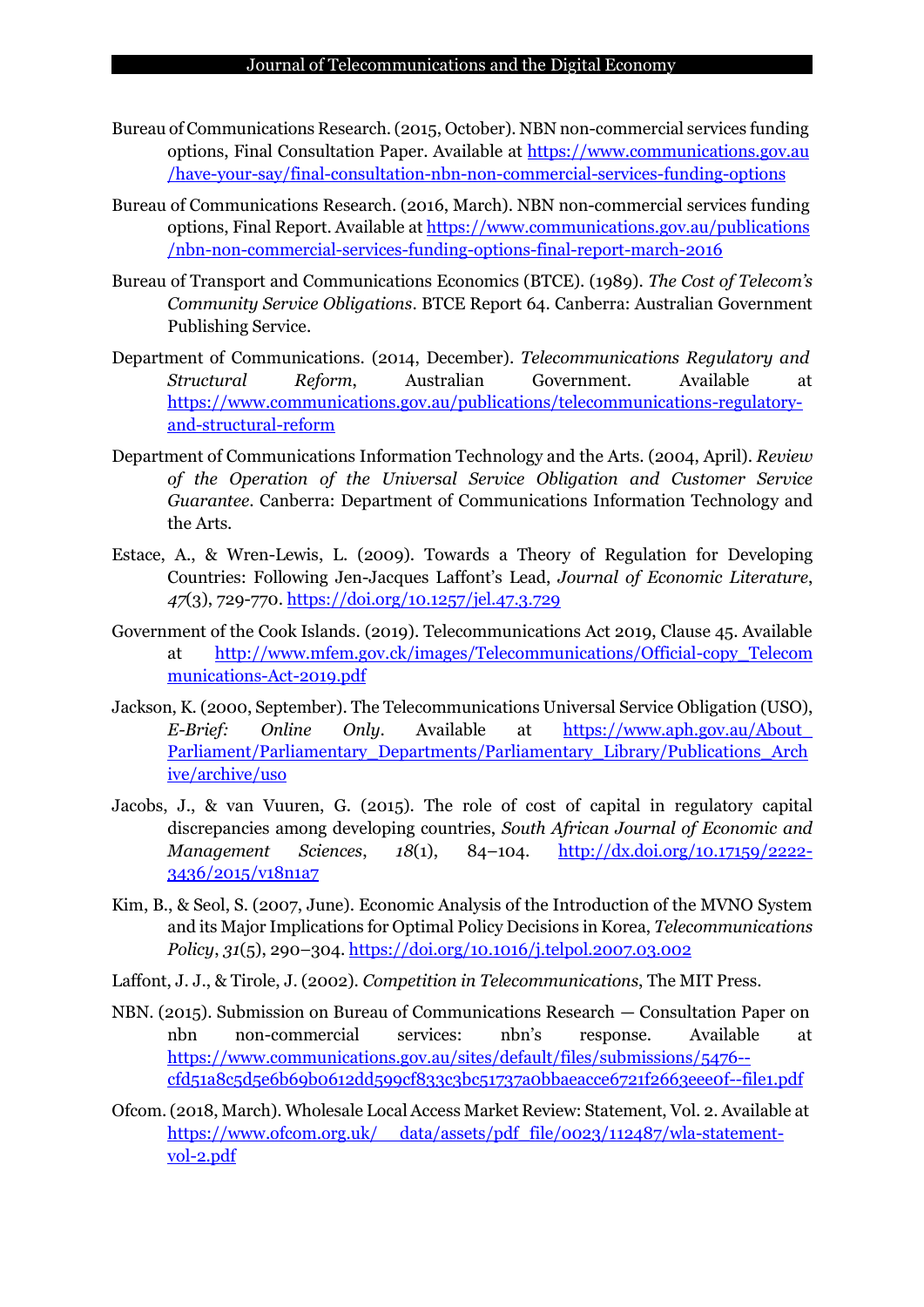Bureau of Communications Research. (2015, October). NBN non-commercial services funding options, Final Consultation Paper. Available at https://www.communications.gov.au/have-your-say/final-consultation-nbn-non-commercial-services-funding-options

Bureau of Communications Research. (2016, March). NBN non-commercial services funding options, Final Report. Available at https://www.communications.gov.au/publications/nbn-non-commercial-services-funding-options-final-report-march-2016

Bureau of Transport and Communications Economics (BTCE). (1989). *The Cost of Telecom's Community Service Obligations*. BTCE Report 64. Canberra: Australian Government Publishing Service.

Department of Communications. (2014, December). *Telecommunications Regulatory and Structural Reform*, Australian Government. Available at https://www.communications.gov.au/publications/telecommunications-regulatory-and-structural-reform

Department of Communications Information Technology and the Arts. (2004, April). *Review of the Operation of the Universal Service Obligation and Customer Service Guarantee*. Canberra: Department of Communications Information Technology and the Arts.

Estace, A., & Wren-Lewis, L. (2009). Towards a Theory of Regulation for Developing Countries: Following Jen-Jacques Laffont's Lead, *Journal of Economic Literature*, *47*(3), 729-770. https://doi.org/10.1257/jel.47.3.729

Government of the Cook Islands. (2019). Telecommunications Act 2019, Clause 45. Available at http://www.mfem.gov.ck/images/Telecommunications/Official-copy_Telecommunications-Act-2019.pdf

Jackson, K. (2000, September). The Telecommunications Universal Service Obligation (USO), *E-Brief: Online Only*. Available at https://www.aph.gov.au/About_Parliament/Parliamentary_Departments/Parliamentary_Library/Publications_Archive/archive/uso

Jacobs, J., & van Vuuren, G. (2015). The role of cost of capital in regulatory capital discrepancies among developing countries, *South African Journal of Economic and Management Sciences*, *18*(1), 84–104. http://dx.doi.org/10.17159/2222-3436/2015/v18n1a7

Kim, B., & Seol, S. (2007, June). Economic Analysis of the Introduction of the MVNO System and its Major Implications for Optimal Policy Decisions in Korea, *Telecommunications Policy*, *31*(5), 290–304. https://doi.org/10.1016/j.telpol.2007.03.002

Laffont, J. J., & Tirole, J. (2002). *Competition in Telecommunications*, The MIT Press.

NBN. (2015). Submission on Bureau of Communications Research — Consultation Paper on nbn non-commercial services: nbn's response. Available at https://www.communications.gov.au/sites/default/files/submissions/5476--cfd51a8c5d5e6b69b0612dd599cf833c3bc51737a0bbaeacce6721f2663eee0f--file1.pdf

Ofcom. (2018, March). Wholesale Local Access Market Review: Statement, Vol. 2. Available at https://www.ofcom.org.uk/__data/assets/pdf_file/0023/112487/wla-statement-vol-2.pdf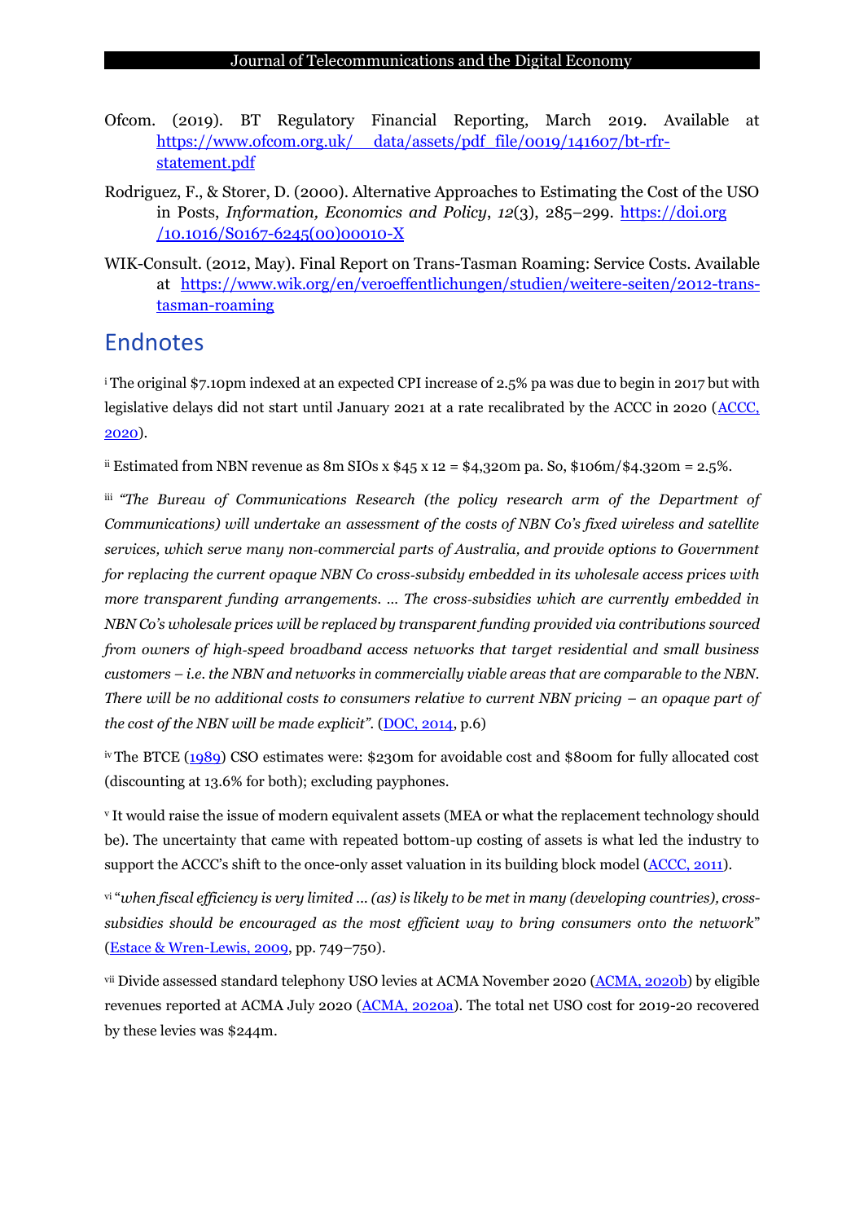Ofcom. (2019). BT Regulatory Financial Reporting, March 2019. Available at https://www.ofcom.org.uk/__data/assets/pdf_file/0019/141607/bt-rfr-statement.pdf

Rodriguez, F., & Storer, D. (2000). Alternative Approaches to Estimating the Cost of the USO in Posts, *Information, Economics and Policy*, *12*(3), 285–299. https://doi.org/10.1016/S0167-6245(00)00010-X

WIK-Consult. (2012, May). Final Report on Trans-Tasman Roaming: Service Costs. Available at https://www.wik.org/en/veroeffentlichungen/studien/weitere-seiten/2012-trans-tasman-roaming

## Endnotes

[i] The original $7.10pm indexed at an expected CPI increase of 2.5% pa was due to begin in 2017 but with legislative delays did not start until January 2021 at a rate recalibrated by the ACCC in 2020 (ACCC, 2020).

[ii] Estimated from NBN revenue as 8m SIOs x $45 x 12 = $4,320m pa. So, $106m/$4.320m = 2.5%.

[iii] *"The Bureau of Communications Research (the policy research arm of the Department of Communications) will undertake an assessment of the costs of NBN Co's fixed wireless and satellite services, which serve many non-commercial parts of Australia, and provide options to Government for replacing the current opaque NBN Co cross-subsidy embedded in its wholesale access prices with more transparent funding arrangements. … The cross-subsidies which are currently embedded in NBN Co's wholesale prices will be replaced by transparent funding provided via contributions sourced from owners of high-speed broadband access networks that target residential and small business customers – i.e. the NBN and networks in commercially viable areas that are comparable to the NBN. There will be no additional costs to consumers relative to current NBN pricing – an opaque part of the cost of the NBN will be made explicit".* (DOC, 2014, p.6)

[iv] The BTCE (1989) CSO estimates were: $230m for avoidable cost and $800m for fully allocated cost (discounting at 13.6% for both); excluding payphones.

[v] It would raise the issue of modern equivalent assets (MEA or what the replacement technology should be). The uncertainty that came with repeated bottom-up costing of assets is what led the industry to support the ACCC's shift to the once-only asset valuation in its building block model (ACCC, 2011).

[vi] "*when fiscal efficiency is very limited … (as) is likely to be met in many (developing countries), cross-subsidies should be encouraged as the most efficient way to bring consumers onto the network*" (Estace & Wren-Lewis, 2009, pp. 749–750).

[vii] Divide assessed standard telephony USO levies at ACMA November 2020 (ACMA, 2020b) by eligible revenues reported at ACMA July 2020 (ACMA, 2020a). The total net USO cost for 2019-20 recovered by these levies was $244m.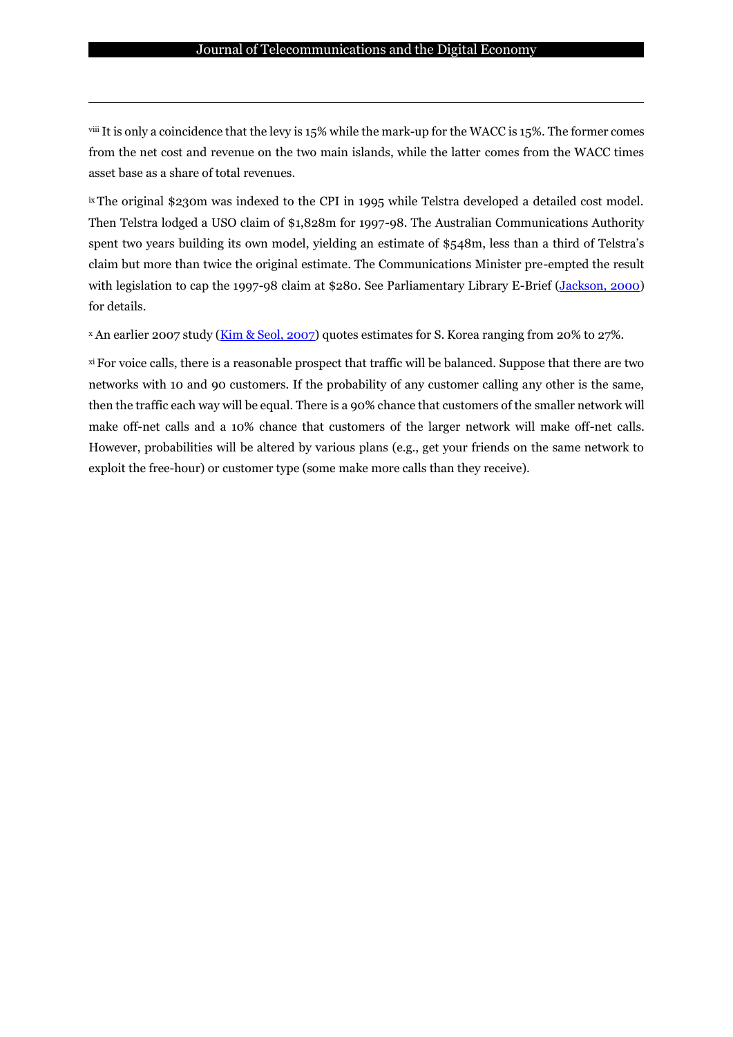[viii] It is only a coincidence that the levy is 15% while the mark-up for the WACC is 15%. The former comes from the net cost and revenue on the two main islands, while the latter comes from the WACC times asset base as a share of total revenues.

[ix] The original $230m was indexed to the CPI in 1995 while Telstra developed a detailed cost model. Then Telstra lodged a USO claim of $1,828m for 1997-98. The Australian Communications Authority spent two years building its own model, yielding an estimate of $548m, less than a third of Telstra's claim but more than twice the original estimate. The Communications Minister pre-empted the result with legislation to cap the 1997-98 claim at $280. See Parliamentary Library E-Brief (Jackson, 2000) for details.

[x] An earlier 2007 study (Kim & Seol, 2007) quotes estimates for S. Korea ranging from 20% to 27%.

[xi] For voice calls, there is a reasonable prospect that traffic will be balanced. Suppose that there are two networks with 10 and 90 customers. If the probability of any customer calling any other is the same, then the traffic each way will be equal. There is a 90% chance that customers of the smaller network will make off-net calls and a 10% chance that customers of the larger network will make off-net calls. However, probabilities will be altered by various plans (e.g., get your friends on the same network to exploit the free-hour) or customer type (some make more calls than they receive).